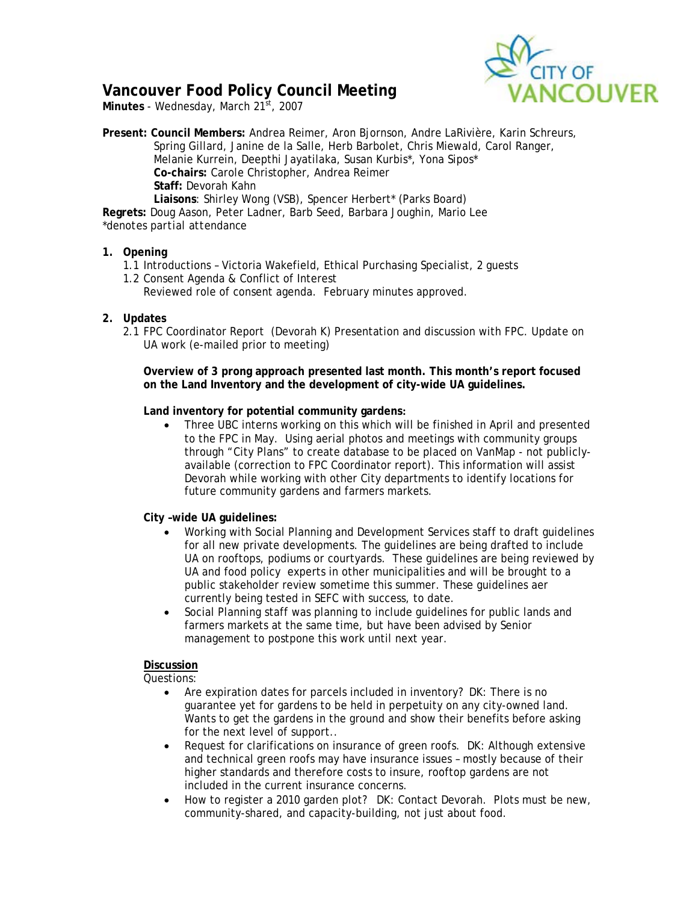# Vancouver Food Policy Council Meeting

**Minutes** - Wednesday, March 21st, 2007

**Present: Council Members:** Andrea Reimer, Aron Bjornson, Andre LaRivière, Karin Schreurs, Spring Gillard, Janine de la Salle, Herb Barbolet, Chris Miewald, Carol Ranger, Melanie Kurrein, Deepthi Jayatilaka, Susan Kurbis*, Yona Sipos*
**Co-chairs:** Carole Christopher, Andrea Reimer
**Staff:** Devorah Kahn
**Liaisons**: Shirley Wong (VSB), Spencer Herbert* (Parks Board)
**Regrets:** Doug Aason, Peter Ladner, Barb Seed, Barbara Joughin, Mario Lee
*denotes partial attendance

1. **Opening**
   1.1 Introductions – Victoria Wakefield, Ethical Purchasing Specialist, 2 guests
   1.2 Consent Agenda & Conflict of Interest
   Reviewed role of consent agenda. February minutes approved.

2. **Updates**
   2.1 FPC Coordinator Report (Devorah K) Presentation and discussion with FPC. Update on UA work (e-mailed prior to meeting)

   **Overview of 3 prong approach presented last month. This month's report focused on the Land Inventory and the development of city-wide UA guidelines.**

   **Land inventory for potential community gardens:**
   - Three UBC interns working on this which will be finished in April and presented to the FPC in May. Using aerial photos and meetings with community groups through "City Plans" to create database to be placed on VanMap - not publicly-available (correction to FPC Coordinator report). This information will assist Devorah while working with other City departments to identify locations for future community gardens and farmers markets.

   **City –wide UA guidelines:**
   - Working with Social Planning and Development Services staff to draft guidelines for all new private developments. The guidelines are being drafted to include UA on rooftops, podiums or courtyards. These guidelines are being reviewed by UA and food policy experts in other municipalities and will be brought to a public stakeholder review sometime this summer. These guidelines aer currently being tested in SEFC with success, to date.
   - Social Planning staff was planning to include guidelines for public lands and farmers markets at the same time, but have been advised by Senior management to postpone this work until next year.

   **Discussion**
   Questions:
   - Are expiration dates for parcels included in inventory? DK: There is no guarantee yet for gardens to be held in perpetuity on any city-owned land. Wants to get the gardens in the ground and show their benefits before asking for the next level of support..
   - Request for clarifications on insurance of green roofs. DK: Although extensive and technical green roofs may have insurance issues – mostly because of their higher standards and therefore costs to insure, rooftop gardens are not included in the current insurance concerns.
   - How to register a 2010 garden plot? DK: Contact Devorah. Plots must be new, community-shared, and capacity-building, not just about food.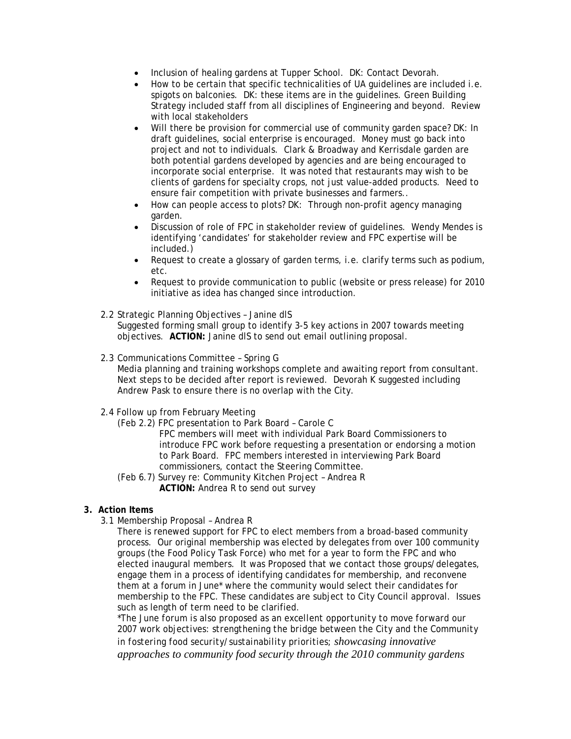- Inclusion of healing gardens at Tupper School. DK: Contact Devorah.
- How to be certain that specific technicalities of UA guidelines are included i.e. spigots on balconies. DK: these items are in the guidelines. Green Building Strategy included staff from all disciplines of Engineering and beyond. Review with local stakeholders
- Will there be provision for commercial use of community garden space? DK: In draft guidelines, social enterprise is encouraged. Money must go back into project and not to individuals. Clark & Broadway and Kerrisdale garden are both potential gardens developed by agencies and are being encouraged to incorporate social enterprise. It was noted that restaurants may wish to be clients of gardens for specialty crops, not just value-added products. Need to ensure fair competition with private businesses and farmers..
- How can people access to plots? DK: Through non-profit agency managing garden.
- Discussion of role of FPC in stakeholder review of guidelines. Wendy Mendes is identifying 'candidates' for stakeholder review and FPC expertise will be included.)
- Request to create a glossary of garden terms, i.e. clarify terms such as podium, etc.
- Request to provide communication to public (website or press release) for 2010 initiative as idea has changed since introduction.

2.2 Strategic Planning Objectives – Janine dlS

Suggested forming small group to identify 3-5 key actions in 2007 towards meeting objectives. **ACTION:** Janine dlS to send out email outlining proposal.

2.3 Communications Committee – Spring G

Media planning and training workshops complete and awaiting report from consultant. Next steps to be decided after report is reviewed. Devorah K suggested including Andrew Pask to ensure there is no overlap with the City.

2.4 Follow up from February Meeting

(Feb 2.2) FPC presentation to Park Board – Carole C

FPC members will meet with individual Park Board Commissioners to introduce FPC work before requesting a presentation or endorsing a motion to Park Board. FPC members interested in interviewing Park Board commissioners, contact the Steering Committee.

(Feb 6.7) Survey re: Community Kitchen Project – Andrea R

**ACTION:** Andrea R to send out survey

**3. Action Items**

3.1 Membership Proposal – Andrea R

There is renewed support for FPC to elect members from a broad-based community process. Our original membership was elected by delegates from over 100 community groups (the Food Policy Task Force) who met for a year to form the FPC and who elected inaugural members. It was Proposed that we contact those groups/delegates, engage them in a process of identifying candidates for membership, and reconvene them at a forum in June* where the community would select their candidates for membership to the FPC. These candidates are subject to City Council approval. Issues such as length of term need to be clarified.

*The June forum is also proposed as an excellent opportunity to move forward our 2007 work objectives: strengthening the bridge between the City and the Community in fostering food security/sustainability priorities; showcasing innovative approaches to community food security through the 2010 community gardens*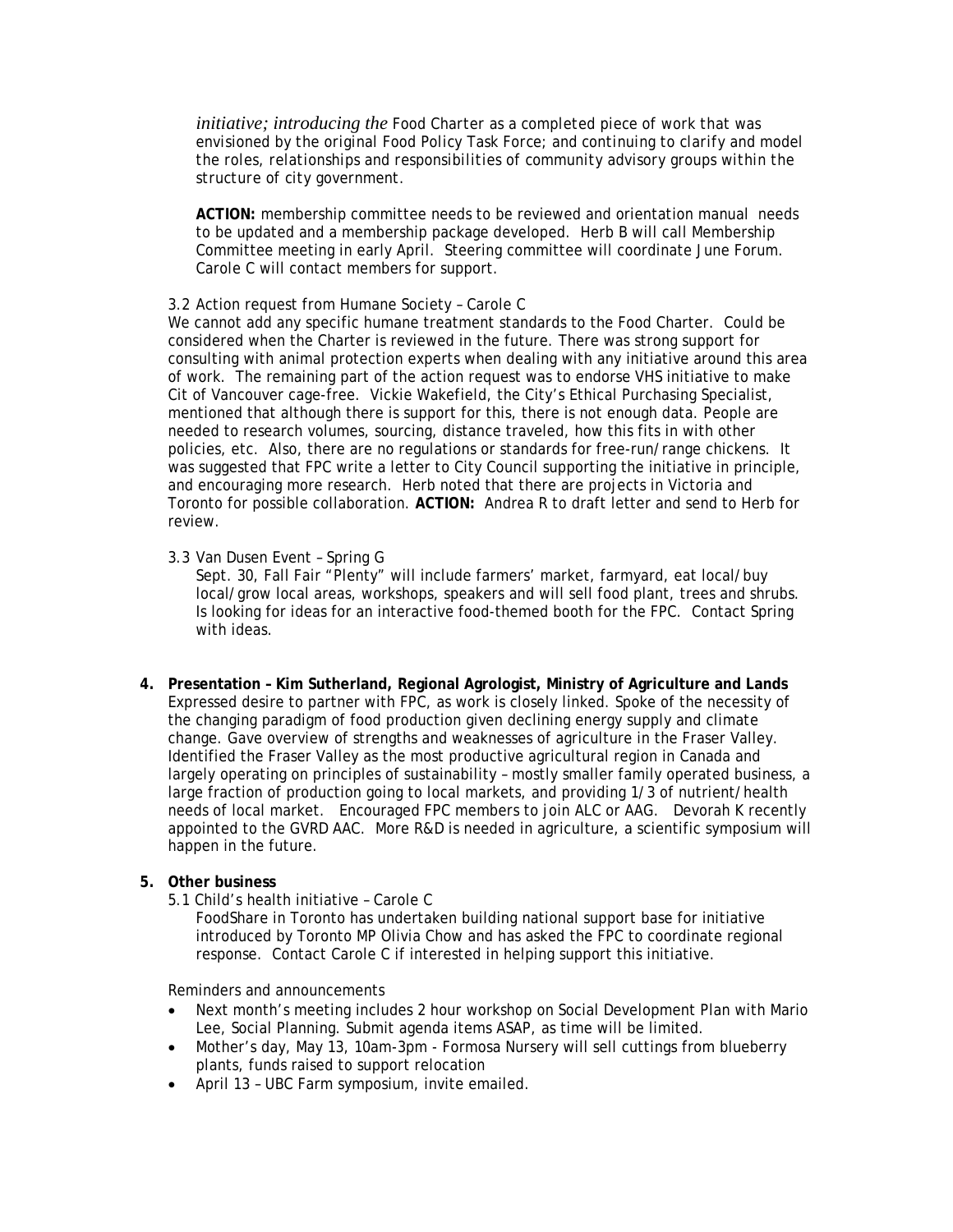*initiative; introducing the* Food Charter as a completed piece of work that was envisioned by the original Food Policy Task Force; and continuing to clarify and model the roles, relationships and responsibilities of community advisory groups within the structure of city government.

**ACTION:** membership committee needs to be reviewed and orientation manual needs to be updated and a membership package developed. Herb B will call Membership Committee meeting in early April. Steering committee will coordinate June Forum. Carole C will contact members for support.

3.2 Action request from Humane Society – Carole C

We cannot add any specific humane treatment standards to the Food Charter. Could be considered when the Charter is reviewed in the future. There was strong support for consulting with animal protection experts when dealing with any initiative around this area of work. The remaining part of the action request was to endorse VHS initiative to make Cit of Vancouver cage-free. Vickie Wakefield, the City's Ethical Purchasing Specialist, mentioned that although there is support for this, there is not enough data. People are needed to research volumes, sourcing, distance traveled, how this fits in with other policies, etc. Also, there are no regulations or standards for free-run/range chickens. It was suggested that FPC write a letter to City Council supporting the initiative in principle, and encouraging more research. Herb noted that there are projects in Victoria and Toronto for possible collaboration. **ACTION:** Andrea R to draft letter and send to Herb for review.

3.3 Van Dusen Event – Spring G

Sept. 30, Fall Fair "Plenty" will include farmers' market, farmyard, eat local/buy local/grow local areas, workshops, speakers and will sell food plant, trees and shrubs. Is looking for ideas for an interactive food-themed booth for the FPC. Contact Spring with ideas.

**4. Presentation – Kim Sutherland, Regional Agrologist, Ministry of Agriculture and Lands**

Expressed desire to partner with FPC, as work is closely linked. Spoke of the necessity of the changing paradigm of food production given declining energy supply and climate change. Gave overview of strengths and weaknesses of agriculture in the Fraser Valley. Identified the Fraser Valley as the most productive agricultural region in Canada and largely operating on principles of sustainability – mostly smaller family operated business, a large fraction of production going to local markets, and providing 1/3 of nutrient/health needs of local market. Encouraged FPC members to join ALC or AAG. Devorah K recently appointed to the GVRD AAC. More R&D is needed in agriculture, a scientific symposium will happen in the future.

**5. Other business**

5.1 Child's health initiative – Carole C

FoodShare in Toronto has undertaken building national support base for initiative introduced by Toronto MP Olivia Chow and has asked the FPC to coordinate regional response. Contact Carole C if interested in helping support this initiative.

Reminders and announcements

- Next month's meeting includes 2 hour workshop on Social Development Plan with Mario Lee, Social Planning. Submit agenda items ASAP, as time will be limited.
- Mother's day, May 13, 10am-3pm - Formosa Nursery will sell cuttings from blueberry plants, funds raised to support relocation
- April 13 – UBC Farm symposium, invite emailed.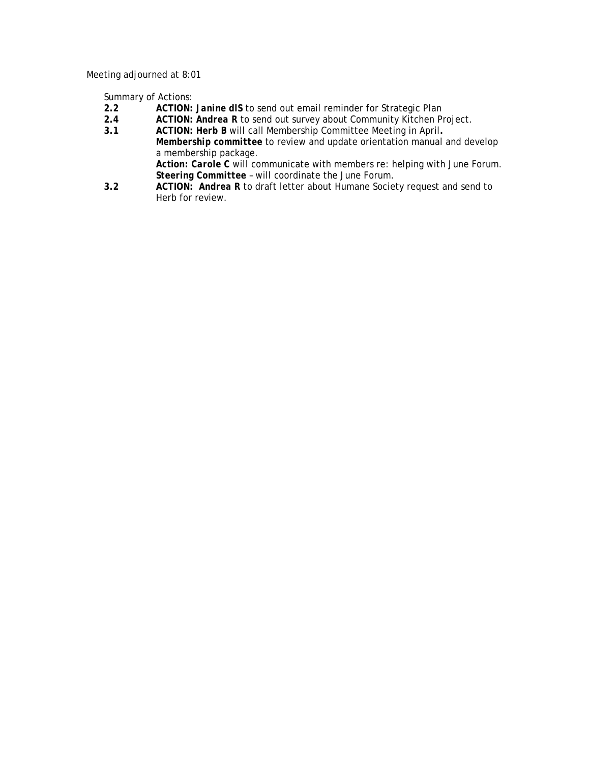Meeting adjourned at 8:01

Summary of Actions:

**2.2** **ACTION: *Janine dlS*** to send out email reminder for Strategic Plan

**2.4** **ACTION: *Andrea R*** to send out survey about Community Kitchen Project.

**3.1** **ACTION: *Herb B*** will call Membership Committee Meeting in April**.**
**Membership committee** to review and update orientation manual and develop a membership package.
**Action: *Carole C*** will communicate with members re: helping with June Forum.
**Steering Committee** – will coordinate the June Forum.

**3.2** **ACTION: *Andrea R*** to draft letter about Humane Society request and send to Herb for review.